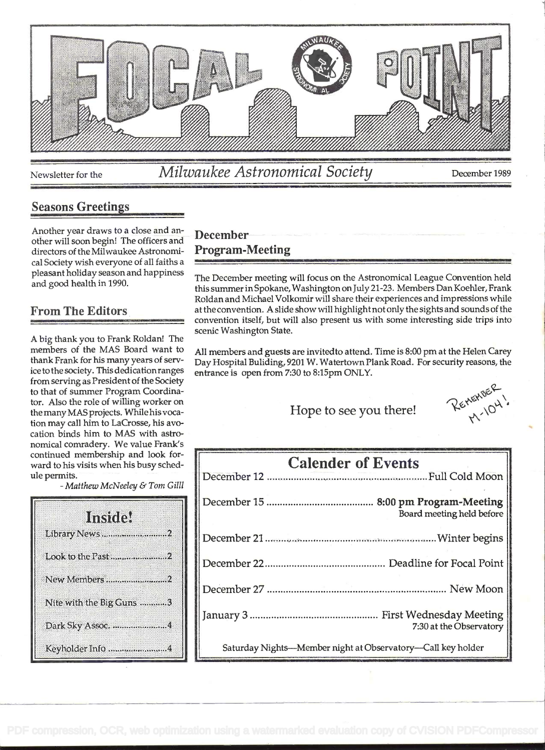# FOCAL POINT

Newsletter for the *Milwaukee Astronomical Society* December 1989

## Seasons Greetings

Another year draws to a close and another will soon begin! The officers and directors of the Milwaukee Astronomical Society wish everyone of all faiths a pleasant holiday season and happiness and good health in 1990.

## From The Editors

A big thank you to Frank Roldan! The members of the MAS Board want to thank Frank for his many years of service to the society. This dedication ranges from serving as President of the Society to that of summer Program Coordinator. Also the role of willing worker on the many MAS projects. While his vocation may call him to LaCrosse, his avocation binds him to MAS with astronomical comradery. We value Frank's continued membership and look forward to his visits when his busy schedule permits.

*- Matthew McNeeley & Tom Gill*

| Inside! | |
|---|---|
| Library News | 2 |
| Look to the Past | 2 |
| New Members | 2 |
| Nite with the Big Guns | 3 |
| Dark Sky Assoc. | 4 |
| Keyholder Info | 4 |

## December Program-Meeting

The December meeting will focus on the Astronomical League Convention held this summer in Spokane, Washington on July 21-23. Members Dan Koehler, Frank Roldan and Michael Volkomir will share their experiences and impressions while at the convention. A slide show will highlight not only the sights and sounds of the convention itself, but will also present us with some interesting side trips into scenic Washington State.

All members and guests are invitedto attend. Time is 8:00 pm at the Helen Carey Day Hospital Buliding, 9201 W. Watertown Plank Road. For security reasons, the entrance is open from 7:30 to 8:15pm ONLY.

Hope to see you there!

REMEMBER M-104!

## Calender of Events

| Date | Event |
|---|---|
| December 12 | Full Cold Moon |
| December 15 | 8:00 pm Program-Meeting<br>Board meeting held before |
| December 21 | Winter begins |
| December 22 | Deadline for Focal Point |
| December 27 | New Moon |
| January 3 | First Wednesday Meeting<br>7:30 at the Observatory |

Saturday Nights—Member night at Observatory—Call key holder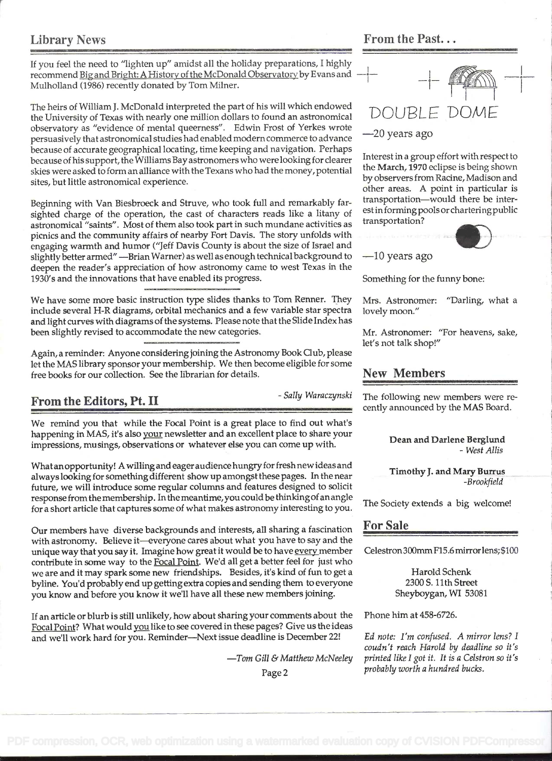## Library News

If you feel the need to "lighten up" amidst all the holiday preparations, I highly recommend Big and Bright: A History of the McDonald Observatory by Evans and Mulholland (1986) recently donated by Tom Milner.

The heirs of William J. McDonald interpreted the part of his will which endowed the University of Texas with nearly one million dollars to found an astronomical observatory as "evidence of mental queerness". Edwin Frost of Yerkes wrote persuasively that astronomical studies had enabled modern commerce to advance because of accurate geographical locating, time keeping and navigation. Perhaps because of his support, the Williams Bay astronomers who were looking for clearer skies were asked to form an alliance with the Texans who had the money, potential sites, but little astronomical experience.

Beginning with Van Biesbroeck and Struve, who took full and remarkably far-sighted charge of the operation, the cast of characters reads like a litany of astronomical "saints". Most of them also took part in such mundane activities as picnics and the community affairs of nearby Fort Davis. The story unfolds with engaging warmth and humor ("Jeff Davis County is about the size of Israel and slightly better armed" —Brian Warner) as well as enough technical background to deepen the reader's appreciation of how astronomy came to west Texas in the 1930's and the innovations that have enabled its progress.

We have some more basic instruction type slides thanks to Tom Renner. They include several H-R diagrams, orbital mechanics and a few variable star spectra and light curves with diagrams of the systems. Please note that the Slide Index has been slightly revised to accommodate the new categories.

Again, a reminder: Anyone considering joining the Astronomy Book Club, please let the MAS library sponsor your membership. We then become eligible for some free books for our collection. See the librarian for details.

*- Sally Waraczynski*

## From the Editors, Pt. II

We remind you that while the Focal Point is a great place to find out what's happening in MAS, it's also your newsletter and an excellent place to share your impressions, musings, observations or whatever else you can come up with.

What an opportunity! A willing and eager audience hungry for fresh new ideas and always looking for something different show up amongst these pages. In the near future, we will introduce some regular columns and features designed to solicit response from the membership. In the meantime, you could be thinking of an angle for a short article that captures some of what makes astronomy interesting to you.

Our members have diverse backgrounds and interests, all sharing a fascination with astronomy. Believe it—everyone cares about what you have to say and the unique way that you say it. Imagine how great it would be to have every member contribute in some way to the Focal Point. We'd all get a better feel for just who we are and it may spark some new friendships. Besides, it's kind of fun to get a byline. You'd probably end up getting extra copies and sending them to everyone you know and before you know it we'll have all these new members joining.

If an article or blurb is still unlikely, how about sharing your comments about the Focal Point? What would you like to see covered in these pages? Give us the ideas and we'll work hard for you. Reminder—Next issue deadline is December 22!

*—Tom Gill & Matthew McNeeley*

## From the Past...

DOUBLE DOME

—20 years ago

Interest in a group effort with respect to the **March, 1970** eclipse is being shown by observers from Racine, Madison and other areas. A point in particular is transportation—would there be interest in forming pools or chartering public transportation?

—10 years ago

Something for the funny bone:

Mrs. Astronomer: "Darling, what a lovely moon."

Mr. Astronomer: "For heavens, sake, let's not talk shop!"

## New Members

The following new members were recently announced by the MAS Board.

**Dean and Darlene Berglund**
*- West Allis*

**Timothy J. and Mary Burrus**
*-Brookfield*

The Society extends a big welcome!

## For Sale

Celestron 300mm F15.6 mirror lens; $100

Harold Schenk
2300 S. 11th Street
Sheyboygan, WI 53081

Phone him at 458-6726.

*Ed note: I'm confused. A mirror lens? I coudn't reach Harold by deadline so it's printed like I got it. It is a Celstron so it's probably worth a hundred bucks.*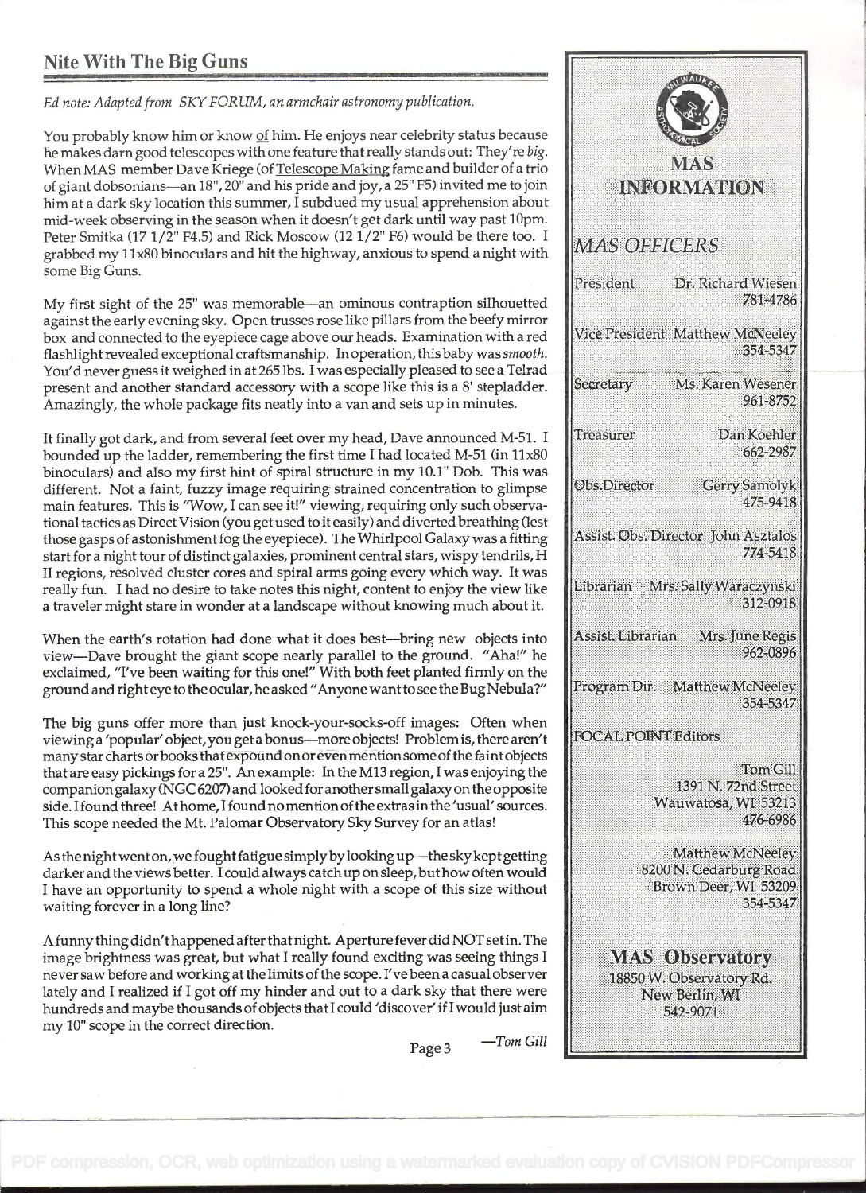## Nite With The Big Guns

*Ed note: Adapted from SKY FORUM, an armchair astronomy publication.*

You probably know him or know of him. He enjoys near celebrity status because he makes darn good telescopes with one feature that really stands out: They're *big*. When MAS member Dave Kriege (of Telescope Making fame and builder of a trio of giant dobsonians—an 18", 20" and his pride and joy, a 25" F5) invited me to join him at a dark sky location this summer, I subdued my usual apprehension about mid-week observing in the season when it doesn't get dark until way past 10pm. Peter Smitka (17 1/2" F4.5) and Rick Moscow (12 1/2" F6) would be there too. I grabbed my 11x80 binoculars and hit the highway, anxious to spend a night with some Big Guns.

My first sight of the 25" was memorable—an ominous contraption silhouetted against the early evening sky. Open trusses rose like pillars from the beefy mirror box and connected to the eyepiece cage above our heads. Examination with a red flashlight revealed exceptional craftsmanship. In operation, this baby was *smooth*. You'd never guess it weighed in at 265 lbs. I was especially pleased to see a Telrad present and another standard accessory with a scope like this is a 8' stepladder. Amazingly, the whole package fits neatly into a van and sets up in minutes.

It finally got dark, and from several feet over my head, Dave announced M-51. I bounded up the ladder, remembering the first time I had located M-51 (in 11x80 binoculars) and also my first hint of spiral structure in my 10.1" Dob. This was different. Not a faint, fuzzy image requiring strained concentration to glimpse main features. This is "Wow, I can see it!" viewing, requiring only such observational tactics as Direct Vision (you get used to it easily) and diverted breathing (lest those gasps of astonishment fog the eyepiece). The Whirlpool Galaxy was a fitting start for a night tour of distinct galaxies, prominent central stars, wispy tendrils, H II regions, resolved cluster cores and spiral arms going every which way. It was really fun. I had no desire to take notes this night, content to enjoy the view like a traveler might stare in wonder at a landscape without knowing much about it.

When the earth's rotation had done what it does best—bring new objects into view—Dave brought the giant scope nearly parallel to the ground. "Aha!" he exclaimed, "I've been waiting for this one!" With both feet planted firmly on the ground and right eye to the ocular, he asked "Anyone want to see the Bug Nebula?"

The big guns offer more than just knock-your-socks-off images: Often when viewing a 'popular' object, you get a bonus—more objects! Problem is, there aren't many star charts or books that expound on or even mention some of the faint objects that are easy pickings for a 25". An example: In the M13 region, I was enjoying the companion galaxy (NGC 6207) and looked for another small galaxy on the opposite side. I found three! At home, I found no mention of the extras in the 'usual' sources. This scope needed the Mt. Palomar Observatory Sky Survey for an atlas!

As the night went on, we fought fatigue simply by looking up—the sky kept getting darker and the views better. I could always catch up on sleep, but how often would I have an opportunity to spend a whole night with a scope of this size without waiting forever in a long line?

A funny thing didn't happen after that night. Aperture fever did NOT set in. The image brightness was great, but what I really found exciting was seeing things I never saw before and working at the limits of the scope. I've been a casual observer lately and I realized if I got off my hinder and out to a dark sky that there were hundreds and maybe thousands of objects that I could 'discover' if I would just aim my 10" scope in the correct direction.

—*Tom Gill*

## MAS INFORMATION

### *MAS OFFICERS*

President — Dr. Richard Wiesen — 781-4786

Vice President — Matthew McNeeley — 354-5347

Secretary — Ms. Karen Wesener — 961-8752

Treasurer — Dan Koehler — 662-2987

Obs. Director — Gerry Samolyk — 475-9418

Assist. Obs. Director — John Asztalos — 774-5418

Librarian — Mrs. Sally Waraczynski — 312-0918

Assist. Librarian — Mrs. June Regis — 962-0896

Program Dir. — Matthew McNeeley — 354-5347

FOCAL POINT Editors

Tom Gill
1391 N. 72nd Street
Wauwatosa, WI 53213
476-6986

Matthew McNeeley
8200 N. Cedarburg Road
Brown Deer, WI 53209
354-5347

### MAS Observatory

18850 W. Observatory Rd.
New Berlin, WI
542-9071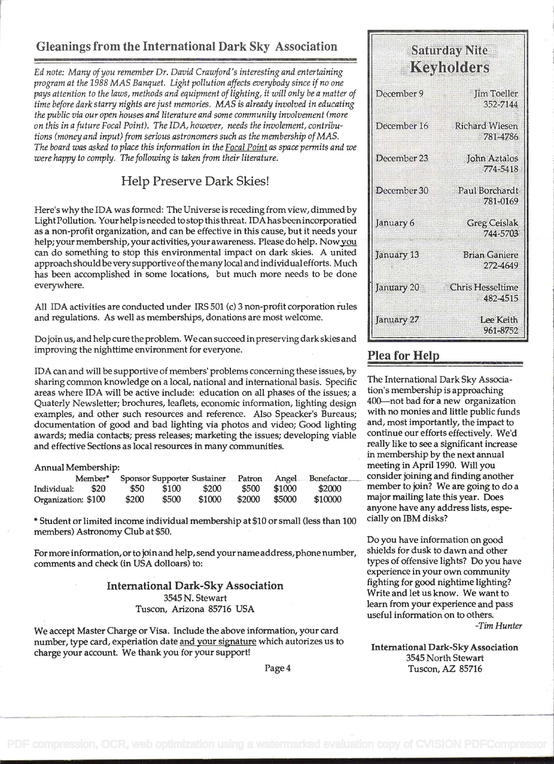## Gleanings from the International Dark Sky Association

*Ed note: Many of you remember Dr. David Crawford's interesting and entertaining program at the 1988 MAS Banquet. Light pollution affects everybody since if no one pays attention to the laws, methods and equipment of lighting, it will only be a matter of time before dark starry nights are just memories. MAS is already involved in educating the public via our open houses and literature and some community involvement (more on this in a future Focal Point). The IDA, however, needs the involement, contributions (money and input) from serious astronomers such as the membership of MAS. The board was asked to place this information in the Focal Point as space permits and we were happy to comply. The following is taken from their literature.*

### Help Preserve Dark Skies!

Here's why the IDA was formed: The Universe is receding from view, dimmed by Light Pollution. Your help is needed to stop this threat. IDA has been incorporatied as a non-profit organization, and can be effective in this cause, but it needs your help; your membership, your activities, your awareness. Please do help. Now you can do something to stop this environmental impact on dark skies. A united approach should be very supportive of the many local and individual efforts. Much has been accomplished in some locations, but much more needs to be done everywhere.

All IDA activities are conducted under IRS 501 (c) 3 non-profit corporation rules and regulations. As well as memberships, donations are most welcome.

Do join us, and help cure the problem. We can succeed in preserving dark skies and improving the nighttime environment for everyone.

IDA can and will be supportive of members' problems concerning these issues, by sharing common knowledge on a local, national and international basis. Specific areas where IDA will be active include: education on all phases of the issues; a Quaterly Newsletter; brochures, leaflets, economic information, lighting design examples, and other such resources and reference. Also Speacker's Bureaus; documentation of good and bad lighting via photos and video; Good lighting awards; media contacts; press releases; marketing the issues; developing viable and effective Sections as local resources in many communities.

Annual Membership:

| | Member* | Sponsor | Supporter | Sustainer | Patron | Angel | Benefactor |
|---|---|---|---|---|---|---|---|
| Individual: | $20 | $50 | $100 | $200 | $500 | $1000 | $2000 |
| Organization: | $100 | $200 | $500 | $1000 | $2000 | $5000 | $10000 |

* Student or limited income individual membership at $10 or small (less than 100 members) Astronomy Club at $50.

For more information, or to join and help, send your name address, phone number, comments and check (in USA dolloars) to:

**International Dark-Sky Association**
3545 N. Stewart
Tuscon, Arizona 85716 USA

We accept Master Charge or Visa. Include the above information, your card number, type card, experiation date and your signature which autorizes us to charge your account. We thank you for your support!

## Saturday Nite Keyholders

| | |
|---|---|
| December 9 | Jim Toeller 352-7144 |
| December 16 | Richard Wiesen 781-4786 |
| December 23 | John Aztalos 774-5418 |
| December 30 | Paul Borchardt 781-0169 |
| January 6 | Greg Ceislak 744-5703 |
| January 13 | Brian Ganiere 272-4649 |
| January 20 | Chris Hesseltime 482-4515 |
| January 27 | Lee Keith 961-8752 |

## Plea for Help

The International Dark Sky Association's membership is approaching 400—not bad for a new organization with no monies and little public funds and, most importantly, the impact to continue our efforts effectively. We'd really like to see a significant increase in membership by the next annual meeting in April 1990. Will you consider joining and finding another member to join? We are going to do a major mailing late this year. Does anyone have any address lists, especially on IBM disks?

Do you have information on good shields for dusk to dawn and other types of offensive lights? Do you have experience in your own community fighting for good nightime lighting? Write and let us know. We want to learn from your experience and pass useful information on to others.

-Tim Hunter

**International Dark-Sky Association**
3545 North Stewart
Tuscon, AZ 85716